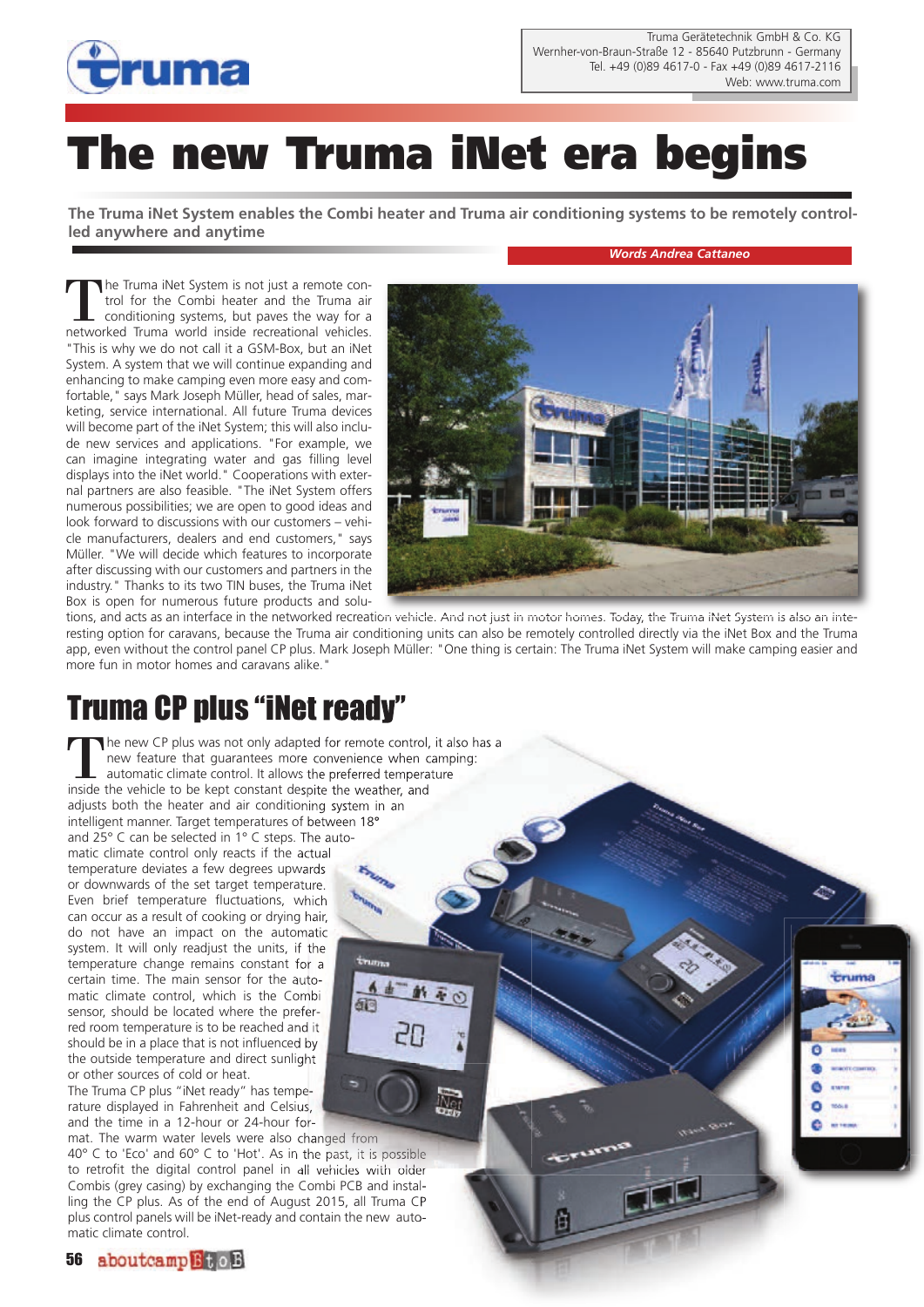Truma Gerätetechnik GmbH & Co. KG
Wernher-von-Braun-Straße 12 - 85640 Putzbrunn - Germany
Tel. +49 (0)89 4617-0 - Fax +49 (0)89 4617-2116
Web: www.truma.com

# The new Truma iNet era begins

**The Truma iNet System enables the Combi heater and Truma air conditioning systems to be remotely controlled anywhere and anytime**

*Words Andrea Cattaneo*

The Truma iNet System is not just a remote control for the Combi heater and the Truma air conditioning systems, but paves the way for a networked Truma world inside recreational vehicles. "This is why we do not call it a GSM-Box, but an iNet System. A system that we will continue expanding and enhancing to make camping even more easy and comfortable," says Mark Joseph Müller, head of sales, marketing, service international. All future Truma devices will become part of the iNet System; this will also include new services and applications. "For example, we can imagine integrating water and gas filling level displays into the iNet world." Cooperations with external partners are also feasible. "The iNet System offers numerous possibilities; we are open to good ideas and look forward to discussions with our customers – vehicle manufacturers, dealers and end customers," says Müller. "We will decide which features to incorporate after discussing with our customers and partners in the industry." Thanks to its two TIN buses, the Truma iNet Box is open for numerous future products and solutions, and acts as an interface in the networked recreation vehicle. And not just in motor homes. Today, the Truma iNet System is also an interesting option for caravans, because the Truma air conditioning units can also be remotely controlled directly via the iNet Box and the Truma app, even without the control panel CP plus. Mark Joseph Müller: "One thing is certain: The Truma iNet System will make camping easier and more fun in motor homes and caravans alike."

## Truma CP plus "iNet ready"

The new CP plus was not only adapted for remote control, it also has a new feature that guarantees more convenience when camping: automatic climate control. It allows the preferred temperature inside the vehicle to be kept constant despite the weather, and adjusts both the heater and air conditioning system in an intelligent manner. Target temperatures of between 18° and 25° C can be selected in 1° C steps. The automatic climate control only reacts if the actual temperature deviates a few degrees upwards or downwards of the set target temperature. Even brief temperature fluctuations, which can occur as a result of cooking or drying hair, do not have an impact on the automatic system. It will only readjust the units, if the temperature change remains constant for a certain time. The main sensor for the automatic climate control, which is the Combi sensor, should be located where the preferred room temperature is to be reached and it should be in a place that is not influenced by the outside temperature and direct sunlight or other sources of cold or heat.
The Truma CP plus "iNet ready" has temperature displayed in Fahrenheit and Celsius, and the time in a 12-hour or 24-hour format. The warm water levels were also changed from 40° C to 'Eco' and 60° C to 'Hot'. As in the past, it is possible to retrofit the digital control panel in all vehicles with older Combis (grey casing) by exchanging the Combi PCB and installing the CP plus. As of the end of August 2015, all Truma CP plus control panels will be iNet-ready and contain the new automatic climate control.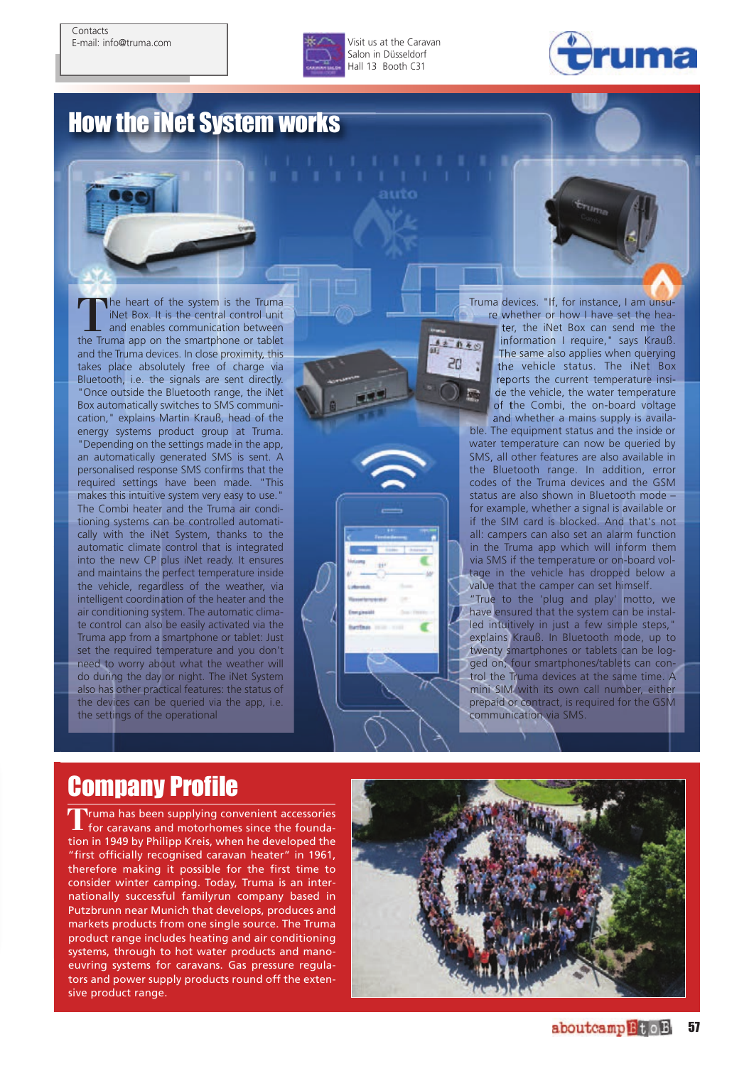Contacts
E-mail: info@truma.com

Visit us at the Caravan Salon in Düsseldorf Hall 13 Booth C31

# How the iNet System works

The heart of the system is the Truma iNet Box. It is the central control unit and enables communication between the Truma app on the smartphone or tablet and the Truma devices. In close proximity, this takes place absolutely free of charge via Bluetooth, i.e. the signals are sent directly. "Once outside the Bluetooth range, the iNet Box automatically switches to SMS communication," explains Martin Krauß, head of the energy systems product group at Truma. "Depending on the settings made in the app, an automatically generated SMS is sent. A personalised response SMS confirms that the required settings have been made. "This makes this intuitive system very easy to use." The Combi heater and the Truma air conditioning systems can be controlled automatically with the iNet System, thanks to the automatic climate control that is integrated into the new CP plus iNet ready. It ensures and maintains the perfect temperature inside the vehicle, regardless of the weather, via intelligent coordination of the heater and the air conditioning system. The automatic climate control can also be easily activated via the Truma app from a smartphone or tablet: Just set the required temperature and you don't need to worry about what the weather will do during the day or night. The iNet System also has other practical features: the status of the devices can be queried via the app, i.e. the settings of the operational Truma devices. "If, for instance, I am unsure whether or how I have set the heater, the iNet Box can send me the information I require," says Krauß. The same also applies when querying the vehicle status. The iNet Box reports the current temperature inside the vehicle, the water temperature of the Combi, the on-board voltage and whether a mains supply is available. The equipment status and the inside or water temperature can now be queried by SMS, all other features are also available in the Bluetooth range. In addition, error codes of the Truma devices and the GSM status are also shown in Bluetooth mode – for example, whether a signal is available or if the SIM card is blocked. And that's not all: campers can also set an alarm function in the Truma app which will inform them via SMS if the temperature or on-board voltage in the vehicle has dropped below a value that the camper can set himself. "True to the 'plug and play' motto, we have ensured that the system can be installed intuitively in just a few simple steps," explains Krauß. In Bluetooth mode, up to twenty smartphones or tablets can be logged on, four smartphones/tablets can control the Truma devices at the same time. A mini SIM with its own call number, either prepaid or contract, is required for the GSM communication via SMS.

# Company Profile

Truma has been supplying convenient accessories for caravans and motorhomes since the foundation in 1949 by Philipp Kreis, when he developed the "first officially recognised caravan heater" in 1961, therefore making it possible for the first time to consider winter camping. Today, Truma is an internationally successful familyrun company based in Putzbrunn near Munich that develops, produces and markets products from one single source. The Truma product range includes heating and air conditioning systems, through to hot water products and manoeuvring systems for caravans. Gas pressure regulators and power supply products round off the extensive product range.